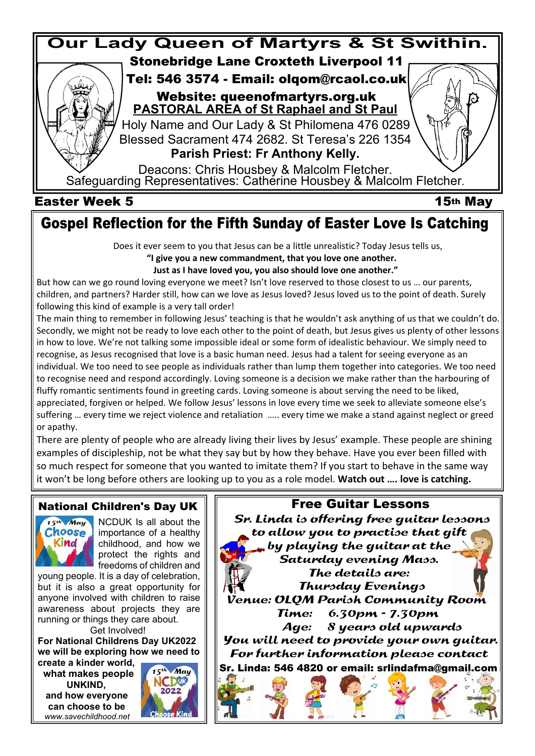# Our Lady Queen of Martyrs & St Swithin.

**Stonebridge Lane Croxteth Liverpool 11**

**Tel: 546 3574 - Email: olqom@rcaol.co.uk**

**Website: queenofmartyrs.org.uk**

**PASTORAL AREA of St Raphael and St Paul**

Holy Name and Our Lady & St Philomena 476 0289

Blessed Sacrament 474 2682. St Teresa's 226 1354

**Parish Priest: Fr Anthony Kelly.**

Deacons: Chris Housbey & Malcolm Fletcher.

Safeguarding Representatives: Catherine Housbey & Malcolm Fletcher.

**Easter Week 5** — **15th May**

## Gospel Reflection for the Fifth Sunday of Easter Love Is Catching

Does it ever seem to you that Jesus can be a little unrealistic? Today Jesus tells us,

**"I give you a new commandment, that you love one another.**
**Just as I have loved you, you also should love one another."**

But how can we go round loving everyone we meet? Isn't love reserved to those closest to us … our parents, children, and partners? Harder still, how can we love as Jesus loved? Jesus loved us to the point of death. Surely following this kind of example is a very tall order!

The main thing to remember in following Jesus' teaching is that he wouldn't ask anything of us that we couldn't do. Secondly, we might not be ready to love each other to the point of death, but Jesus gives us plenty of other lessons in how to love. We're not talking some impossible ideal or some form of idealistic behaviour. We simply need to recognise, as Jesus recognised that love is a basic human need. Jesus had a talent for seeing everyone as an individual. We too need to see people as individuals rather than lump them together into categories. We too need to recognise need and respond accordingly. Loving someone is a decision we make rather than the harbouring of fluffy romantic sentiments found in greeting cards. Loving someone is about serving the need to be liked, appreciated, forgiven or helped. We follow Jesus' lessons in love every time we seek to alleviate someone else's suffering … every time we reject violence and retaliation ….. every time we make a stand against neglect or greed or apathy.

There are plenty of people who are already living their lives by Jesus' example. These people are shining examples of discipleship, not be what they say but by how they behave. Have you ever been filled with so much respect for someone that you wanted to imitate them? If you start to behave in the same way it won't be long before others are looking up to you as a role model. **Watch out …. love is catching.**

### National Children's Day UK

15th May Choose Kind

NCDUK Is all about the importance of a healthy childhood, and how we protect the rights and freedoms of children and young people. It is a day of celebration, but it is also a great opportunity for anyone involved with children to raise awareness about projects they are running or things they care about.

Get Involved!

**For National Childrens Day UK2022 we will be exploring how we need to create a kinder world, what makes people UNKIND, and how everyone can choose to be**

*www.savechildhood.net*

15th May NCDUK 2022 Choose Kind

### Free Guitar Lessons

*Sr. Linda is offering free guitar lessons to allow you to practise that gift by playing the guitar at the Saturday evening Mass.*

*The details are:*

*Thursday Evenings*

*Venue: OLQM Parish Community Room*

*Time: 6.30pm - 7.30pm*

*Age: 8 years old upwards*

*You will need to provide your own guitar.*

*For further information please contact*

**Sr. Linda: 546 4820 or email: srlindafma@gmail.com**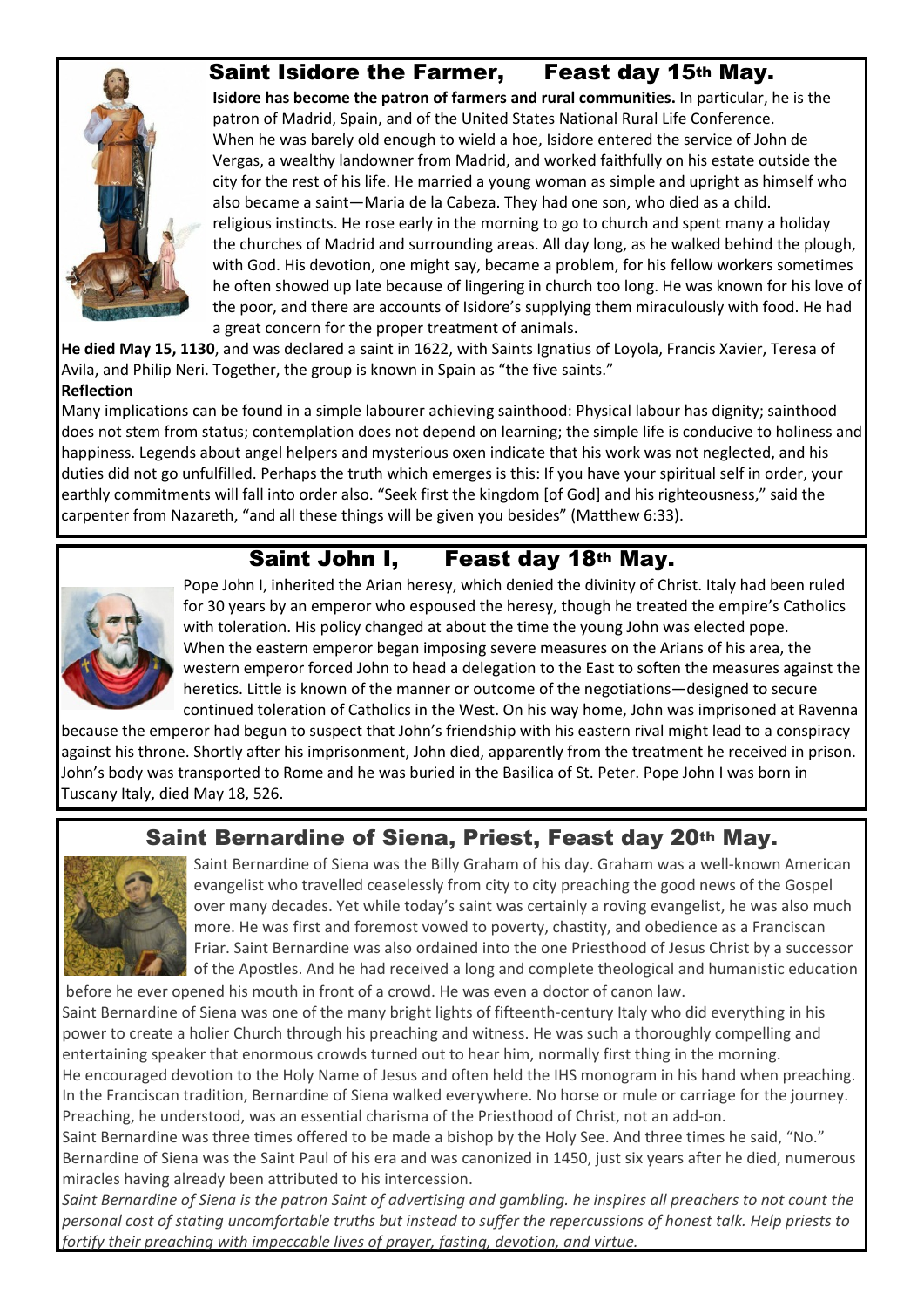## Saint Isidore the Farmer, Feast day 15th May.

**Isidore has become the patron of farmers and rural communities.** In particular, he is the patron of Madrid, Spain, and of the United States National Rural Life Conference.
When he was barely old enough to wield a hoe, Isidore entered the service of John de Vergas, a wealthy landowner from Madrid, and worked faithfully on his estate outside the city for the rest of his life. He married a young woman as simple and upright as himself who also became a saint—Maria de la Cabeza. They had one son, who died as a child.
religious instincts. He rose early in the morning to go to church and spent many a holiday the churches of Madrid and surrounding areas. All day long, as he walked behind the plough, with God. His devotion, one might say, became a problem, for his fellow workers sometimes he often showed up late because of lingering in church too long. He was known for his love of the poor, and there are accounts of Isidore's supplying them miraculously with food. He had a great concern for the proper treatment of animals.

**He died May 15, 1130**, and was declared a saint in 1622, with Saints Ignatius of Loyola, Francis Xavier, Teresa of Avila, and Philip Neri. Together, the group is known in Spain as "the five saints."

**Reflection**

Many implications can be found in a simple labourer achieving sainthood: Physical labour has dignity; sainthood does not stem from status; contemplation does not depend on learning; the simple life is conducive to holiness and happiness. Legends about angel helpers and mysterious oxen indicate that his work was not neglected, and his duties did not go unfulfilled. Perhaps the truth which emerges is this: If you have your spiritual self in order, your earthly commitments will fall into order also. "Seek first the kingdom [of God] and his righteousness," said the carpenter from Nazareth, "and all these things will be given you besides" (Matthew 6:33).

## Saint John I, Feast day 18th May.

Pope John I, inherited the Arian heresy, which denied the divinity of Christ. Italy had been ruled for 30 years by an emperor who espoused the heresy, though he treated the empire's Catholics with toleration. His policy changed at about the time the young John was elected pope.
When the eastern emperor began imposing severe measures on the Arians of his area, the western emperor forced John to head a delegation to the East to soften the measures against the heretics. Little is known of the manner or outcome of the negotiations—designed to secure continued toleration of Catholics in the West. On his way home, John was imprisoned at Ravenna because the emperor had begun to suspect that John's friendship with his eastern rival might lead to a conspiracy against his throne. Shortly after his imprisonment, John died, apparently from the treatment he received in prison. John's body was transported to Rome and he was buried in the Basilica of St. Peter. Pope John I was born in Tuscany Italy, died May 18, 526.

## Saint Bernardine of Siena, Priest, Feast day 20th May.

Saint Bernardine of Siena was the Billy Graham of his day. Graham was a well-known American evangelist who travelled ceaselessly from city to city preaching the good news of the Gospel over many decades. Yet while today's saint was certainly a roving evangelist, he was also much more. He was first and foremost vowed to poverty, chastity, and obedience as a Franciscan Friar. Saint Bernardine was also ordained into the one Priesthood of Jesus Christ by a successor of the Apostles. And he had received a long and complete theological and humanistic education before he ever opened his mouth in front of a crowd. He was even a doctor of canon law.
Saint Bernardine of Siena was one of the many bright lights of fifteenth-century Italy who did everything in his power to create a holier Church through his preaching and witness. He was such a thoroughly compelling and entertaining speaker that enormous crowds turned out to hear him, normally first thing in the morning.
He encouraged devotion to the Holy Name of Jesus and often held the IHS monogram in his hand when preaching. In the Franciscan tradition, Bernardine of Siena walked everywhere. No horse or mule or carriage for the journey. Preaching, he understood, was an essential charisma of the Priesthood of Christ, not an add-on.
Saint Bernardine was three times offered to be made a bishop by the Holy See. And three times he said, "No." Bernardine of Siena was the Saint Paul of his era and was canonized in 1450, just six years after he died, numerous miracles having already been attributed to his intercession.

*Saint Bernardine of Siena is the patron Saint of advertising and gambling. he inspires all preachers to not count the personal cost of stating uncomfortable truths but instead to suffer the repercussions of honest talk. Help priests to fortify their preaching with impeccable lives of prayer, fasting, devotion, and virtue.*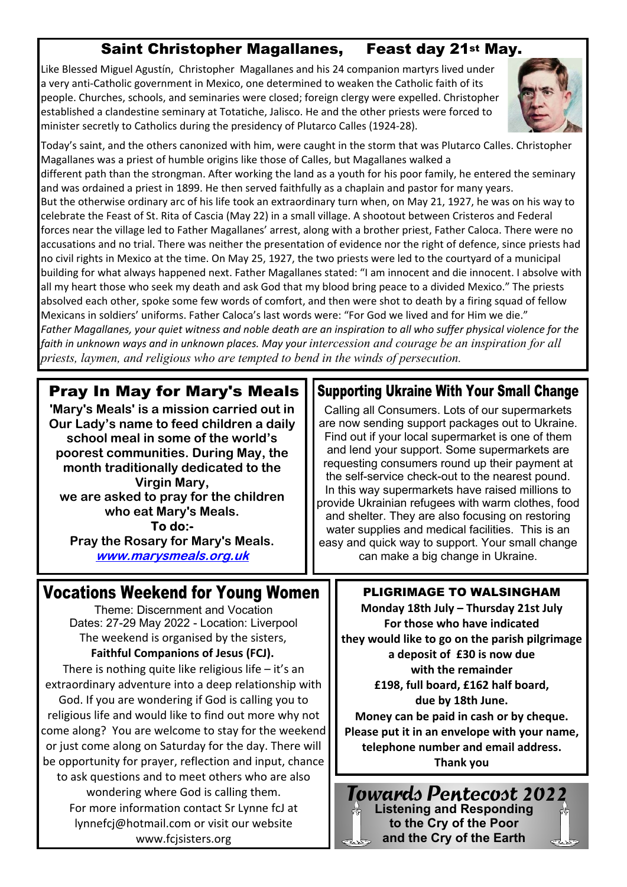## Saint Christopher Magallanes, Feast day 21st May.

Like Blessed Miguel Agustín, Christopher Magallanes and his 24 companion martyrs lived under a very anti-Catholic government in Mexico, one determined to weaken the Catholic faith of its people. Churches, schools, and seminaries were closed; foreign clergy were expelled. Christopher established a clandestine seminary at Totatiche, Jalisco. He and the other priests were forced to minister secretly to Catholics during the presidency of Plutarco Calles (1924-28).

Today's saint, and the others canonized with him, were caught in the storm that was Plutarco Calles. Christopher Magallanes was a priest of humble origins like those of Calles, but Magallanes walked a different path than the strongman. After working the land as a youth for his poor family, he entered the seminary and was ordained a priest in 1899. He then served faithfully as a chaplain and pastor for many years.

But the otherwise ordinary arc of his life took an extraordinary turn when, on May 21, 1927, he was on his way to celebrate the Feast of St. Rita of Cascia (May 22) in a small village. A shootout between Cristeros and Federal forces near the village led to Father Magallanes' arrest, along with a brother priest, Father Caloca. There were no accusations and no trial. There was neither the presentation of evidence nor the right of defence, since priests had no civil rights in Mexico at the time. On May 25, 1927, the two priests were led to the courtyard of a municipal building for what always happened next. Father Magallanes stated: "I am innocent and die innocent. I absolve with all my heart those who seek my death and ask God that my blood bring peace to a divided Mexico." The priests absolved each other, spoke some few words of comfort, and then were shot to death by a firing squad of fellow Mexicans in soldiers' uniforms. Father Caloca's last words were: "For God we lived and for Him we die."

*Father Magallanes, your quiet witness and noble death are an inspiration to all who suffer physical violence for the faith in unknown ways and in unknown places. May your intercession and courage be an inspiration for all priests, laymen, and religious who are tempted to bend in the winds of persecution.*

## Pray In May for Mary's Meals

**'Mary's Meals' is a mission carried out in Our Lady's name to feed children a daily school meal in some of the world's poorest communities. During May, the month traditionally dedicated to the Virgin Mary, we are asked to pray for the children who eat Mary's Meals.**

**To do:-**

**Pray the Rosary for Mary's Meals.**

**www.marysmeals.org.uk**

## Supporting Ukraine With Your Small Change

Calling all Consumers. Lots of our supermarkets are now sending support packages out to Ukraine. Find out if your local supermarket is one of them and lend your support. Some supermarkets are requesting consumers round up their payment at the self-service check-out to the nearest pound. In this way supermarkets have raised millions to provide Ukrainian refugees with warm clothes, food and shelter. They are also focusing on restoring water supplies and medical facilities. This is an easy and quick way to support. Your small change can make a big change in Ukraine.

## Vocations Weekend for Young Women

Theme: Discernment and Vocation

Dates: 27-29 May 2022 - Location: Liverpool

The weekend is organised by the sisters,

**Faithful Companions of Jesus (FCJ).**

There is nothing quite like religious life – it's an extraordinary adventure into a deep relationship with God. If you are wondering if God is calling you to religious life and would like to find out more why not come along? You are welcome to stay for the weekend or just come along on Saturday for the day. There will be opportunity for prayer, reflection and input, chance to ask questions and to meet others who are also wondering where God is calling them.

For more information contact Sr Lynne fcJ at lynnefcj@hotmail.com or visit our website www.fcjsisters.org

## PLIGRIMAGE TO WALSINGHAM

**Monday 18th July – Thursday 21st July**

**For those who have indicated they would like to go on the parish pilgrimage a deposit of £30 is now due with the remainder £198, full board, £162 half board, due by 18th June.**

**Money can be paid in cash or by cheque. Please put it in an envelope with your name, telephone number and email address.**

**Thank you**

## *Towards Pentecost 2022*

**Listening and Responding to the Cry of the Poor and the Cry of the Earth**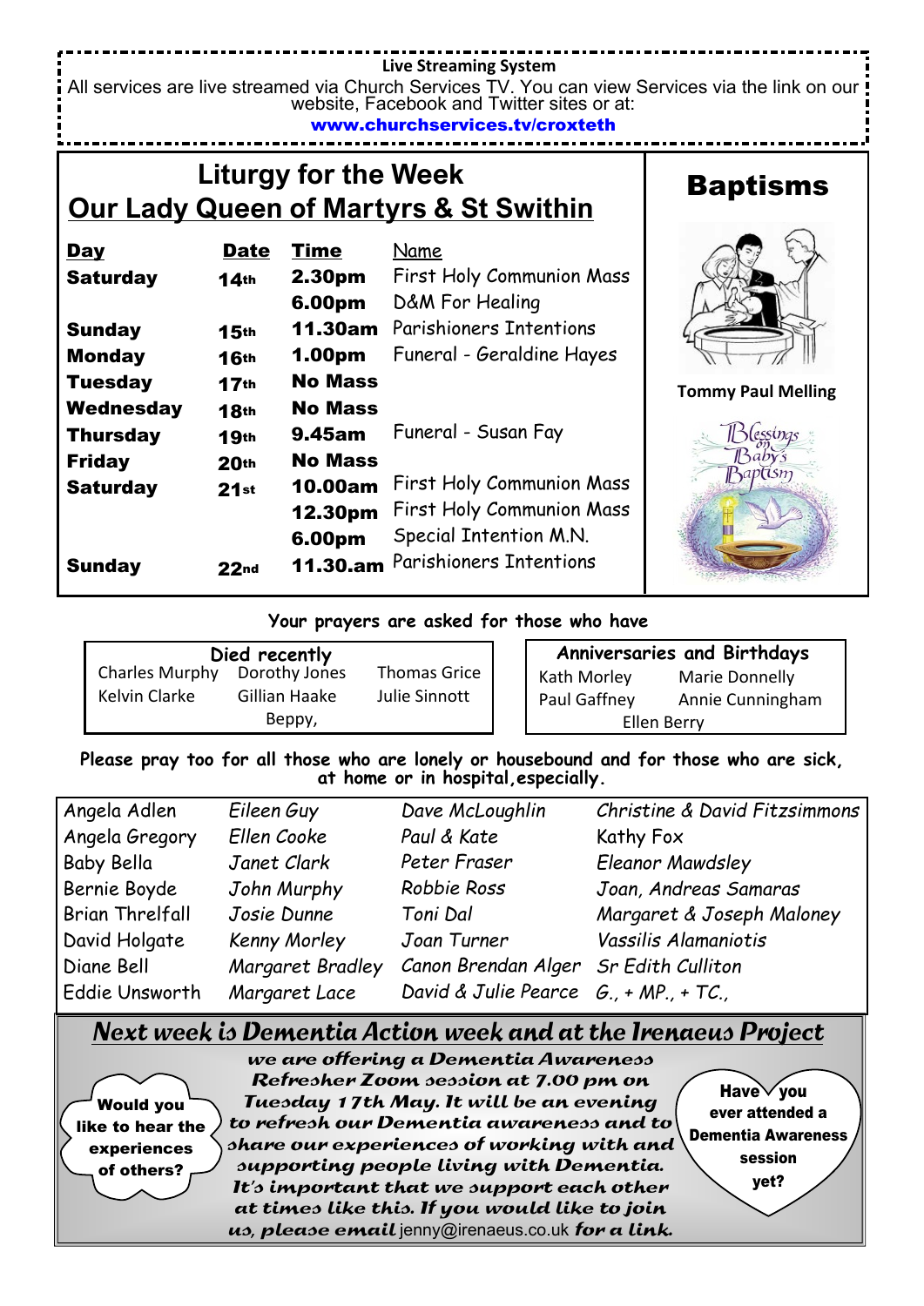**Live Streaming System**

All services are live streamed via Church Services TV. You can view Services via the link on our website, Facebook and Twitter sites or at:
**www.churchservices.tv/croxteth**

## Liturgy for the Week
## Our Lady Queen of Martyrs & St Swithin

| Day | Date | Time | Name |
|---|---|---|---|
| Saturday | 14th | 2.30pm | First Holy Communion Mass |
| | | 6.00pm | D&M For Healing |
| Sunday | 15th | 11.30am | Parishioners Intentions |
| Monday | 16th | 1.00pm | Funeral - Geraldine Hayes |
| Tuesday | 17th | No Mass | |
| Wednesday | 18th | No Mass | |
| Thursday | 19th | 9.45am | Funeral - Susan Fay |
| Friday | 20th | No Mass | |
| Saturday | 21st | 10.00am | First Holy Communion Mass |
| | | 12.30pm | First Holy Communion Mass |
| | | 6.00pm | Special Intention M.N. |
| Sunday | 22nd | 11.30.am | Parishioners Intentions |

## Baptisms

**Tommy Paul Melling**

Blessings on Baby's Baptism

**Your prayers are asked for those who have**

**Died recently**

Charles Murphy, Dorothy Jones, Thomas Grice, Kelvin Clarke, Gillian Haake, Julie Sinnott, Beppy,

**Anniversaries and Birthdays**

Kath Morley, Marie Donnelly, Paul Gaffney, Annie Cunningham, Ellen Berry

**Please pray too for all those who are lonely or housebound and for those who are sick, at home or in hospital, especially.**

| | | | |
|---|---|---|---|
| Angela Adlen | *Eileen Guy* | *Dave McLoughlin* | *Christine & David Fitzsimmons* |
| Angela Gregory | *Ellen Cooke* | *Paul & Kate* | Kathy Fox |
| Baby Bella | *Janet Clark* | *Peter Fraser* | *Eleanor Mawdsley* |
| Bernie Boyde | *John Murphy* | *Robbie Ross* | *Joan, Andreas Samaras* |
| Brian Threlfall | *Josie Dunne* | *Toni Dal* | *Margaret & Joseph Maloney* |
| David Holgate | *Kenny Morley* | *Joan Turner* | *Vassilis Alamaniotis* |
| Diane Bell | *Margaret Bradley* | *Canon Brendan Alger* | *Sr Edith Culliton* |
| Eddie Unsworth | *Margaret Lace* | *David & Julie Pearce* | *G., + MP., + TC.,* |

## *Next week is Dementia Action week and at the Irenaeus Project*

**Would you like to hear the experiences of others?**

***we are offering a Dementia Awareness Refresher Zoom session at 7.00 pm on Tuesday 17th May. It will be an evening to refresh our Dementia awareness and to share our experiences of working with and supporting people living with Dementia. It's important that we support each other at times like this. If you would like to join us, please email*** jenny@irenaeus.co.uk ***for a link.***

**Have you ever attended a Dementia Awareness session yet?**